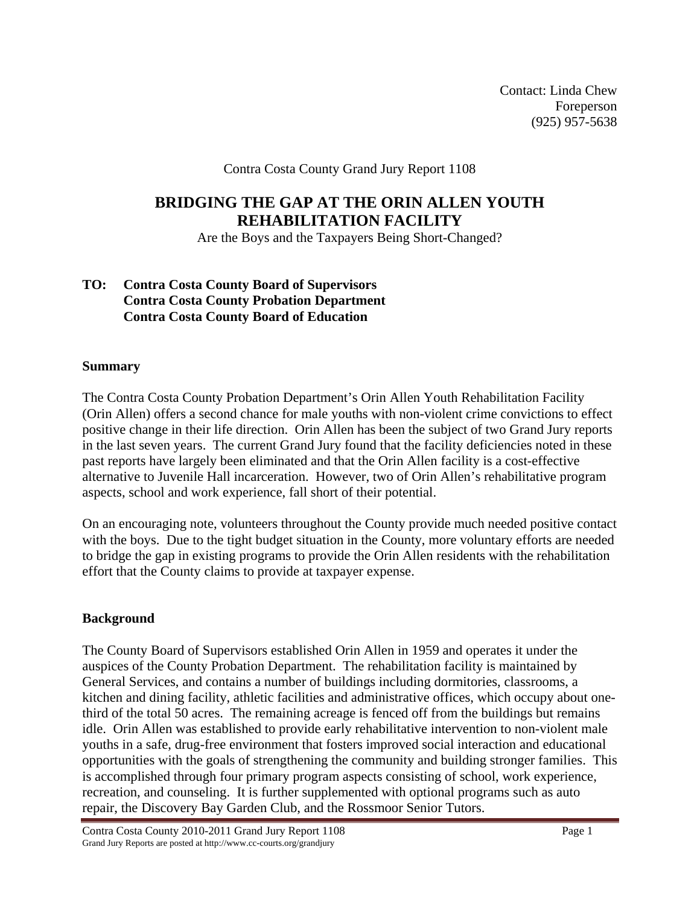Contact: Linda Chew
Foreperson
(925) 957-5638

Contra Costa County Grand Jury Report 1108

# BRIDGING THE GAP AT THE ORIN ALLEN YOUTH REHABILITATION FACILITY

Are the Boys and the Taxpayers Being Short-Changed?

**TO: Contra Costa County Board of Supervisors**
**Contra Costa County Probation Department**
**Contra Costa County Board of Education**

## Summary

The Contra Costa County Probation Department's Orin Allen Youth Rehabilitation Facility (Orin Allen) offers a second chance for male youths with non-violent crime convictions to effect positive change in their life direction. Orin Allen has been the subject of two Grand Jury reports in the last seven years. The current Grand Jury found that the facility deficiencies noted in these past reports have largely been eliminated and that the Orin Allen facility is a cost-effective alternative to Juvenile Hall incarceration. However, two of Orin Allen's rehabilitative program aspects, school and work experience, fall short of their potential.

On an encouraging note, volunteers throughout the County provide much needed positive contact with the boys. Due to the tight budget situation in the County, more voluntary efforts are needed to bridge the gap in existing programs to provide the Orin Allen residents with the rehabilitation effort that the County claims to provide at taxpayer expense.

## Background

The County Board of Supervisors established Orin Allen in 1959 and operates it under the auspices of the County Probation Department. The rehabilitation facility is maintained by General Services, and contains a number of buildings including dormitories, classrooms, a kitchen and dining facility, athletic facilities and administrative offices, which occupy about one-third of the total 50 acres. The remaining acreage is fenced off from the buildings but remains idle. Orin Allen was established to provide early rehabilitative intervention to non-violent male youths in a safe, drug-free environment that fosters improved social interaction and educational opportunities with the goals of strengthening the community and building stronger families. This is accomplished through four primary program aspects consisting of school, work experience, recreation, and counseling. It is further supplemented with optional programs such as auto repair, the Discovery Bay Garden Club, and the Rossmoor Senior Tutors.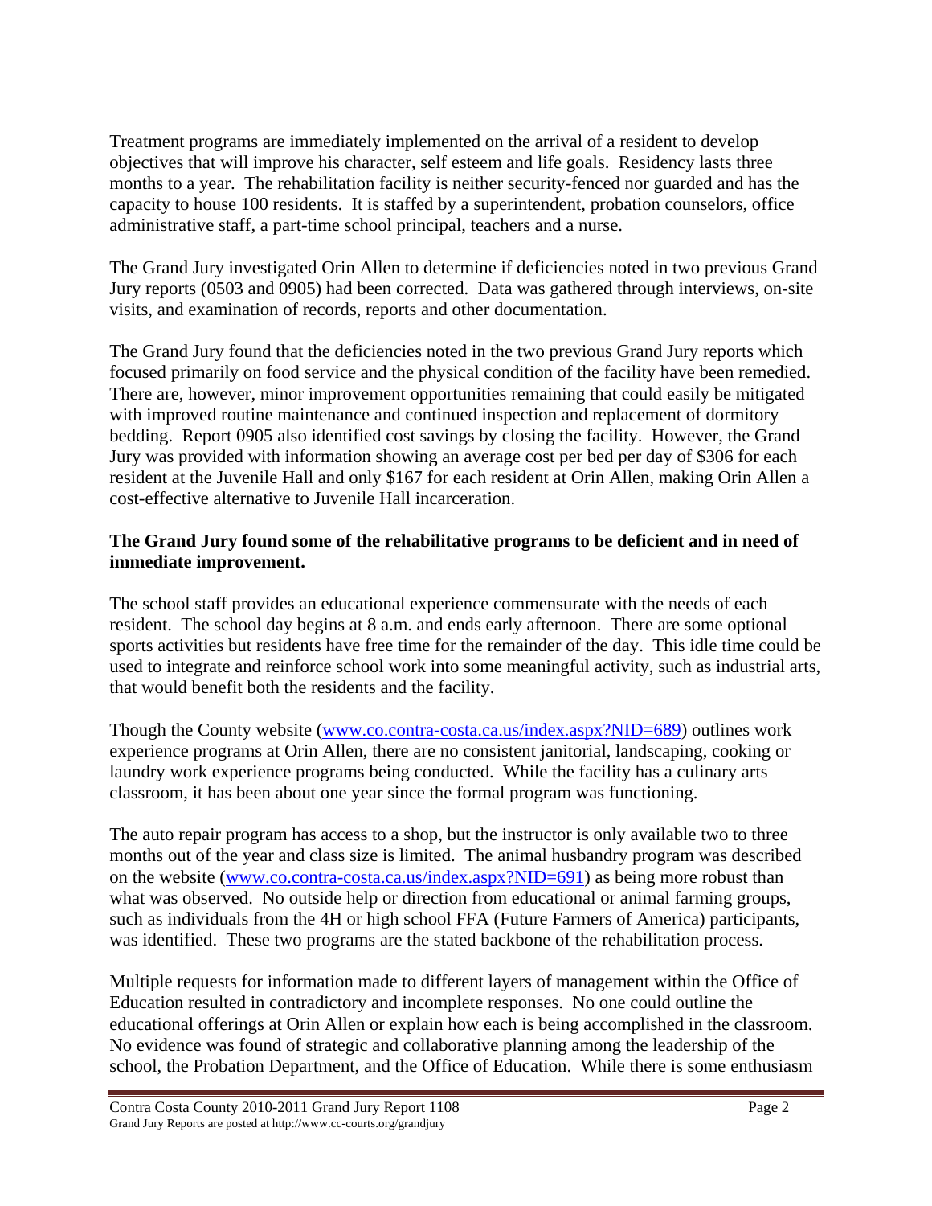Treatment programs are immediately implemented on the arrival of a resident to develop objectives that will improve his character, self esteem and life goals. Residency lasts three months to a year. The rehabilitation facility is neither security-fenced nor guarded and has the capacity to house 100 residents. It is staffed by a superintendent, probation counselors, office administrative staff, a part-time school principal, teachers and a nurse.

The Grand Jury investigated Orin Allen to determine if deficiencies noted in two previous Grand Jury reports (0503 and 0905) had been corrected. Data was gathered through interviews, on-site visits, and examination of records, reports and other documentation.

The Grand Jury found that the deficiencies noted in the two previous Grand Jury reports which focused primarily on food service and the physical condition of the facility have been remedied. There are, however, minor improvement opportunities remaining that could easily be mitigated with improved routine maintenance and continued inspection and replacement of dormitory bedding. Report 0905 also identified cost savings by closing the facility. However, the Grand Jury was provided with information showing an average cost per bed per day of $306 for each resident at the Juvenile Hall and only $167 for each resident at Orin Allen, making Orin Allen a cost-effective alternative to Juvenile Hall incarceration.

**The Grand Jury found some of the rehabilitative programs to be deficient and in need of immediate improvement.**

The school staff provides an educational experience commensurate with the needs of each resident. The school day begins at 8 a.m. and ends early afternoon. There are some optional sports activities but residents have free time for the remainder of the day. This idle time could be used to integrate and reinforce school work into some meaningful activity, such as industrial arts, that would benefit both the residents and the facility.

Though the County website ([www.co.contra-costa.ca.us/index.aspx?NID=689](www.co.contra-costa.ca.us/index.aspx?NID=689)) outlines work experience programs at Orin Allen, there are no consistent janitorial, landscaping, cooking or laundry work experience programs being conducted. While the facility has a culinary arts classroom, it has been about one year since the formal program was functioning.

The auto repair program has access to a shop, but the instructor is only available two to three months out of the year and class size is limited. The animal husbandry program was described on the website ([www.co.contra-costa.ca.us/index.aspx?NID=691](www.co.contra-costa.ca.us/index.aspx?NID=691)) as being more robust than what was observed. No outside help or direction from educational or animal farming groups, such as individuals from the 4H or high school FFA (Future Farmers of America) participants, was identified. These two programs are the stated backbone of the rehabilitation process.

Multiple requests for information made to different layers of management within the Office of Education resulted in contradictory and incomplete responses. No one could outline the educational offerings at Orin Allen or explain how each is being accomplished in the classroom. No evidence was found of strategic and collaborative planning among the leadership of the school, the Probation Department, and the Office of Education. While there is some enthusiasm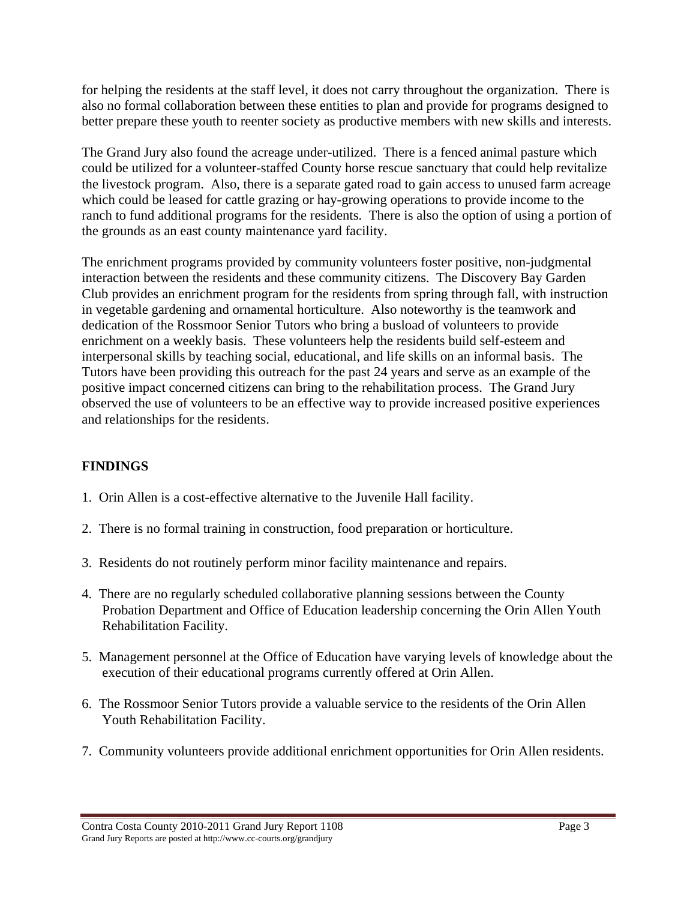for helping the residents at the staff level, it does not carry throughout the organization. There is also no formal collaboration between these entities to plan and provide for programs designed to better prepare these youth to reenter society as productive members with new skills and interests.

The Grand Jury also found the acreage under-utilized. There is a fenced animal pasture which could be utilized for a volunteer-staffed County horse rescue sanctuary that could help revitalize the livestock program. Also, there is a separate gated road to gain access to unused farm acreage which could be leased for cattle grazing or hay-growing operations to provide income to the ranch to fund additional programs for the residents. There is also the option of using a portion of the grounds as an east county maintenance yard facility.

The enrichment programs provided by community volunteers foster positive, non-judgmental interaction between the residents and these community citizens. The Discovery Bay Garden Club provides an enrichment program for the residents from spring through fall, with instruction in vegetable gardening and ornamental horticulture. Also noteworthy is the teamwork and dedication of the Rossmoor Senior Tutors who bring a busload of volunteers to provide enrichment on a weekly basis. These volunteers help the residents build self-esteem and interpersonal skills by teaching social, educational, and life skills on an informal basis. The Tutors have been providing this outreach for the past 24 years and serve as an example of the positive impact concerned citizens can bring to the rehabilitation process. The Grand Jury observed the use of volunteers to be an effective way to provide increased positive experiences and relationships for the residents.

## FINDINGS

1. Orin Allen is a cost-effective alternative to the Juvenile Hall facility.

2. There is no formal training in construction, food preparation or horticulture.

3. Residents do not routinely perform minor facility maintenance and repairs.

4. There are no regularly scheduled collaborative planning sessions between the County Probation Department and Office of Education leadership concerning the Orin Allen Youth Rehabilitation Facility.

5. Management personnel at the Office of Education have varying levels of knowledge about the execution of their educational programs currently offered at Orin Allen.

6. The Rossmoor Senior Tutors provide a valuable service to the residents of the Orin Allen Youth Rehabilitation Facility.

7. Community volunteers provide additional enrichment opportunities for Orin Allen residents.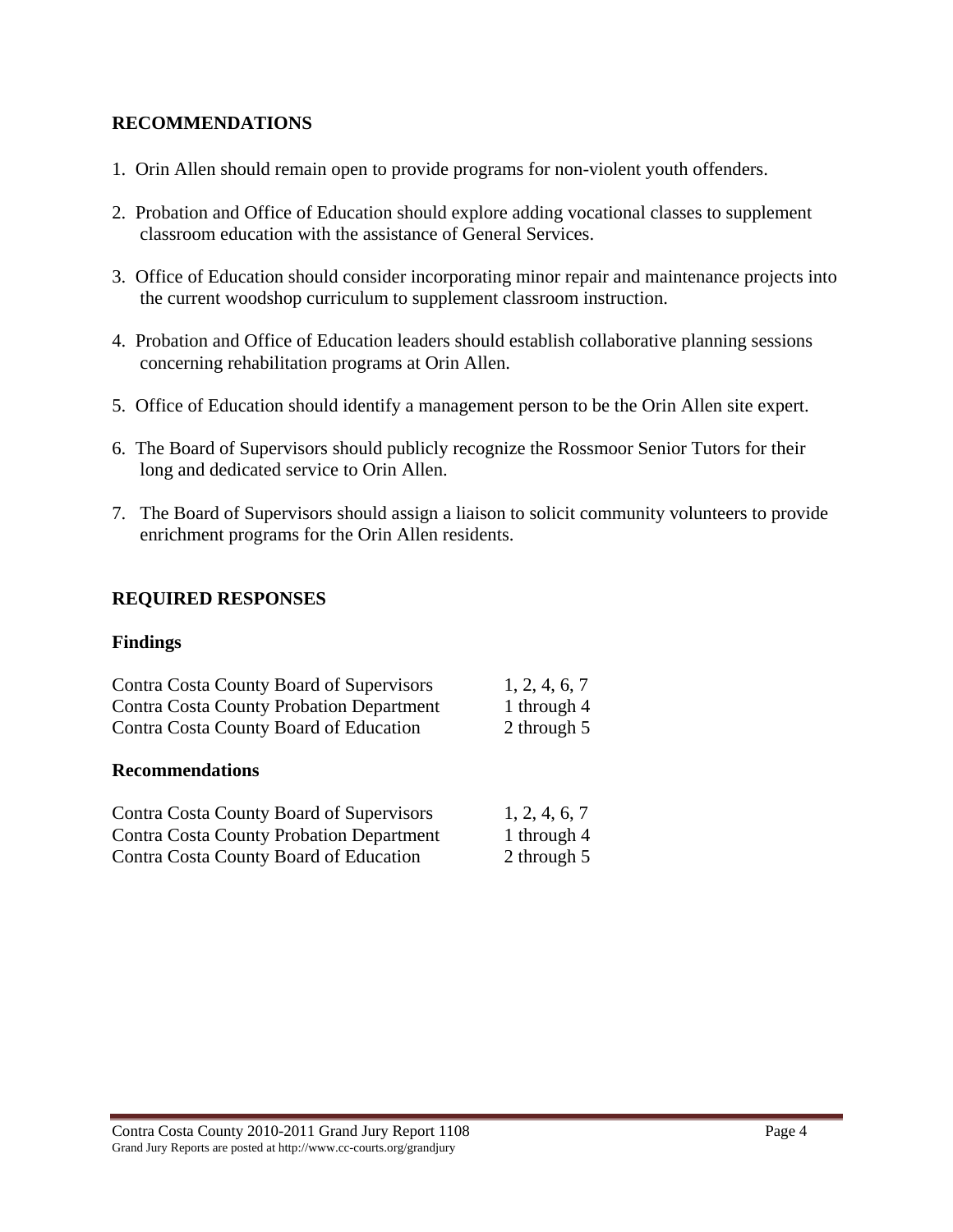## RECOMMENDATIONS

1. Orin Allen should remain open to provide programs for non-violent youth offenders.
2. Probation and Office of Education should explore adding vocational classes to supplement classroom education with the assistance of General Services.
3. Office of Education should consider incorporating minor repair and maintenance projects into the current woodshop curriculum to supplement classroom instruction.
4. Probation and Office of Education leaders should establish collaborative planning sessions concerning rehabilitation programs at Orin Allen.
5. Office of Education should identify a management person to be the Orin Allen site expert.
6. The Board of Supervisors should publicly recognize the Rossmoor Senior Tutors for their long and dedicated service to Orin Allen.
7. The Board of Supervisors should assign a liaison to solicit community volunteers to provide enrichment programs for the Orin Allen residents.

## REQUIRED RESPONSES

### Findings

| | |
|---|---|
| Contra Costa County Board of Supervisors | 1, 2, 4, 6, 7 |
| Contra Costa County Probation Department | 1 through 4 |
| Contra Costa County Board of Education | 2 through 5 |

### Recommendations

| | |
|---|---|
| Contra Costa County Board of Supervisors | 1, 2, 4, 6, 7 |
| Contra Costa County Probation Department | 1 through 4 |
| Contra Costa County Board of Education | 2 through 5 |